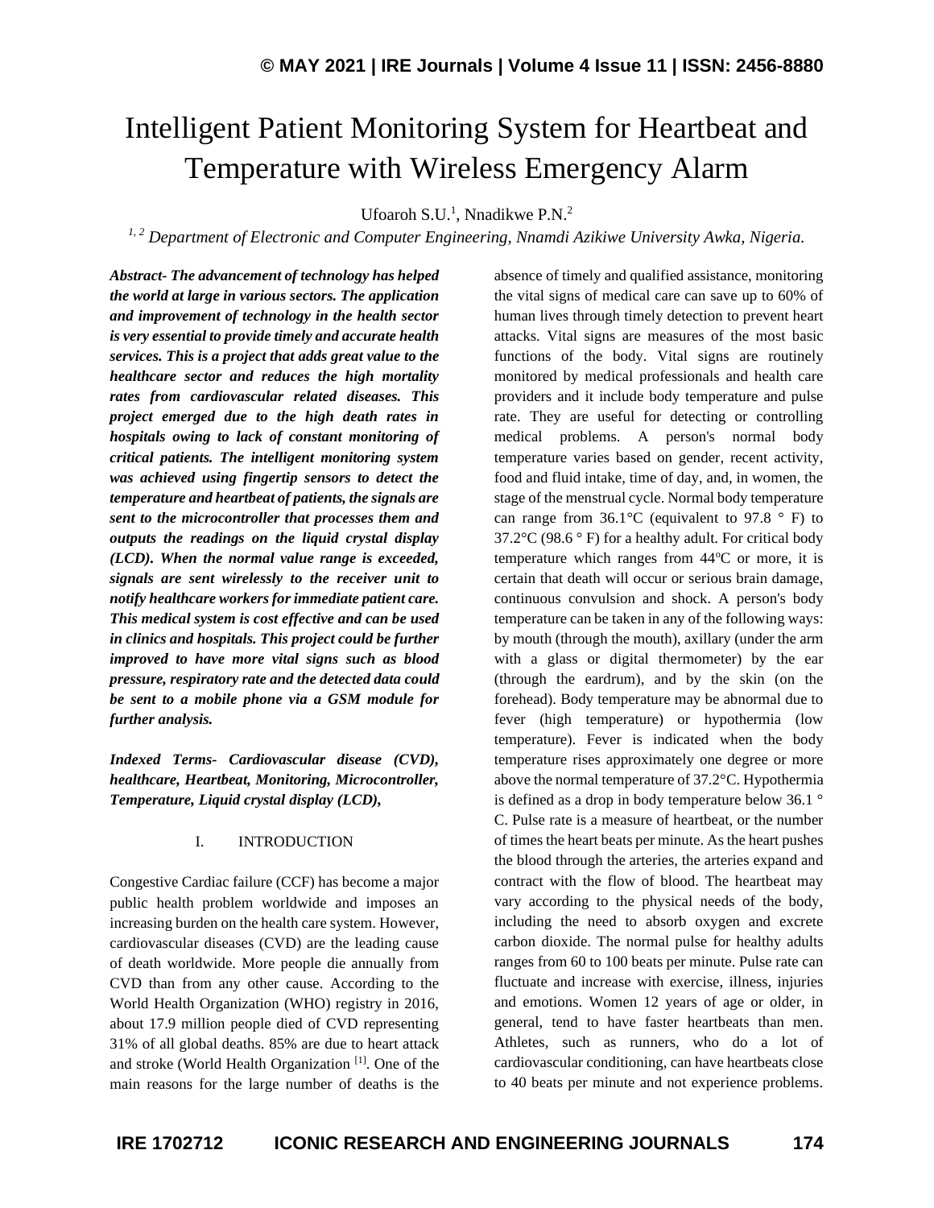# Intelligent Patient Monitoring System for Heartbeat and Temperature with Wireless Emergency Alarm

Ufoaroh S.U.[1], Nnadikwe P.N.[2]

[1, 2] *Department of Electronic and Computer Engineering, Nnamdi Azikiwe University Awka, Nigeria.*

***Abstract- The advancement of technology has helped the world at large in various sectors. The application and improvement of technology in the health sector is very essential to provide timely and accurate health services. This is a project that adds great value to the healthcare sector and reduces the high mortality rates from cardiovascular related diseases. This project emerged due to the high death rates in hospitals owing to lack of constant monitoring of critical patients. The intelligent monitoring system was achieved using fingertip sensors to detect the temperature and heartbeat of patients, the signals are sent to the microcontroller that processes them and outputs the readings on the liquid crystal display (LCD). When the normal value range is exceeded, signals are sent wirelessly to the receiver unit to notify healthcare workers for immediate patient care. This medical system is cost effective and can be used in clinics and hospitals. This project could be further improved to have more vital signs such as blood pressure, respiratory rate and the detected data could be sent to a mobile phone via a GSM module for further analysis.***

***Indexed Terms- Cardiovascular disease (CVD), healthcare, Heartbeat, Monitoring, Microcontroller, Temperature, Liquid crystal display (LCD),***

## I. INTRODUCTION

Congestive Cardiac failure (CCF) has become a major public health problem worldwide and imposes an increasing burden on the health care system. However, cardiovascular diseases (CVD) are the leading cause of death worldwide. More people die annually from CVD than from any other cause. According to the World Health Organization (WHO) registry in 2016, about 17.9 million people died of CVD representing 31% of all global deaths. 85% are due to heart attack and stroke (World Health Organization [1]. One of the main reasons for the large number of deaths is the absence of timely and qualified assistance, monitoring the vital signs of medical care can save up to 60% of human lives through timely detection to prevent heart attacks. Vital signs are measures of the most basic functions of the body. Vital signs are routinely monitored by medical professionals and health care providers and it include body temperature and pulse rate. They are useful for detecting or controlling medical problems. A person's normal body temperature varies based on gender, recent activity, food and fluid intake, time of day, and, in women, the stage of the menstrual cycle. Normal body temperature can range from 36.1°C (equivalent to 97.8 ° F) to 37.2°C (98.6 ° F) for a healthy adult. For critical body temperature which ranges from 44°C or more, it is certain that death will occur or serious brain damage, continuous convulsion and shock. A person's body temperature can be taken in any of the following ways: by mouth (through the mouth), axillary (under the arm with a glass or digital thermometer) by the ear (through the eardrum), and by the skin (on the forehead). Body temperature may be abnormal due to fever (high temperature) or hypothermia (low temperature). Fever is indicated when the body temperature rises approximately one degree or more above the normal temperature of 37.2°C. Hypothermia is defined as a drop in body temperature below 36.1 ° C. Pulse rate is a measure of heartbeat, or the number of times the heart beats per minute. As the heart pushes the blood through the arteries, the arteries expand and contract with the flow of blood. The heartbeat may vary according to the physical needs of the body, including the need to absorb oxygen and excrete carbon dioxide. The normal pulse for healthy adults ranges from 60 to 100 beats per minute. Pulse rate can fluctuate and increase with exercise, illness, injuries and emotions. Women 12 years of age or older, in general, tend to have faster heartbeats than men. Athletes, such as runners, who do a lot of cardiovascular conditioning, can have heartbeats close to 40 beats per minute and not experience problems.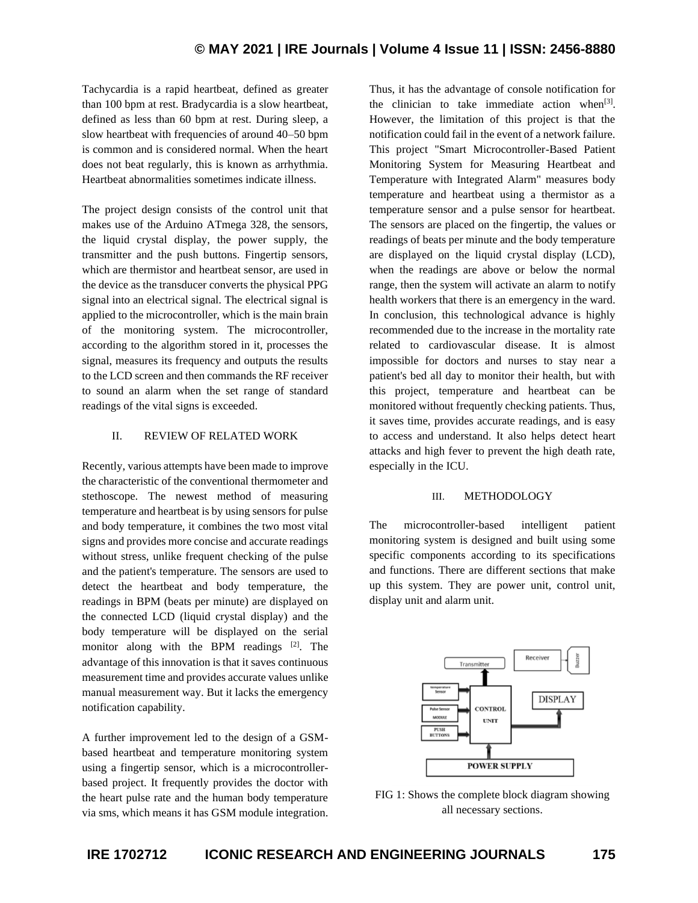Tachycardia is a rapid heartbeat, defined as greater than 100 bpm at rest. Bradycardia is a slow heartbeat, defined as less than 60 bpm at rest. During sleep, a slow heartbeat with frequencies of around 40–50 bpm is common and is considered normal. When the heart does not beat regularly, this is known as arrhythmia. Heartbeat abnormalities sometimes indicate illness.

The project design consists of the control unit that makes use of the Arduino ATmega 328, the sensors, the liquid crystal display, the power supply, the transmitter and the push buttons. Fingertip sensors, which are thermistor and heartbeat sensor, are used in the device as the transducer converts the physical PPG signal into an electrical signal. The electrical signal is applied to the microcontroller, which is the main brain of the monitoring system. The microcontroller, according to the algorithm stored in it, processes the signal, measures its frequency and outputs the results to the LCD screen and then commands the RF receiver to sound an alarm when the set range of standard readings of the vital signs is exceeded.

## II. REVIEW OF RELATED WORK

Recently, various attempts have been made to improve the characteristic of the conventional thermometer and stethoscope. The newest method of measuring temperature and heartbeat is by using sensors for pulse and body temperature, it combines the two most vital signs and provides more concise and accurate readings without stress, unlike frequent checking of the pulse and the patient's temperature. The sensors are used to detect the heartbeat and body temperature, the readings in BPM (beats per minute) are displayed on the connected LCD (liquid crystal display) and the body temperature will be displayed on the serial monitor along with the BPM readings [2]. The advantage of this innovation is that it saves continuous measurement time and provides accurate values unlike manual measurement way. But it lacks the emergency notification capability.

A further improvement led to the design of a GSM-based heartbeat and temperature monitoring system using a fingertip sensor, which is a microcontroller-based project. It frequently provides the doctor with the heart pulse rate and the human body temperature via sms, which means it has GSM module integration. Thus, it has the advantage of console notification for the clinician to take immediate action when[3]. However, the limitation of this project is that the notification could fail in the event of a network failure. This project "Smart Microcontroller-Based Patient Monitoring System for Measuring Heartbeat and Temperature with Integrated Alarm" measures body temperature and heartbeat using a thermistor as a temperature sensor and a pulse sensor for heartbeat. The sensors are placed on the fingertip, the values or readings of beats per minute and the body temperature are displayed on the liquid crystal display (LCD), when the readings are above or below the normal range, then the system will activate an alarm to notify health workers that there is an emergency in the ward. In conclusion, this technological advance is highly recommended due to the increase in the mortality rate related to cardiovascular disease. It is almost impossible for doctors and nurses to stay near a patient's bed all day to monitor their health, but with this project, temperature and heartbeat can be monitored without frequently checking patients. Thus, it saves time, provides accurate readings, and is easy to access and understand. It also helps detect heart attacks and high fever to prevent the high death rate, especially in the ICU.

## III. METHODOLOGY

The microcontroller-based intelligent patient monitoring system is designed and built using some specific components according to its specifications and functions. There are different sections that make up this system. They are power unit, control unit, display unit and alarm unit.

FIG 1: Shows the complete block diagram showing all necessary sections.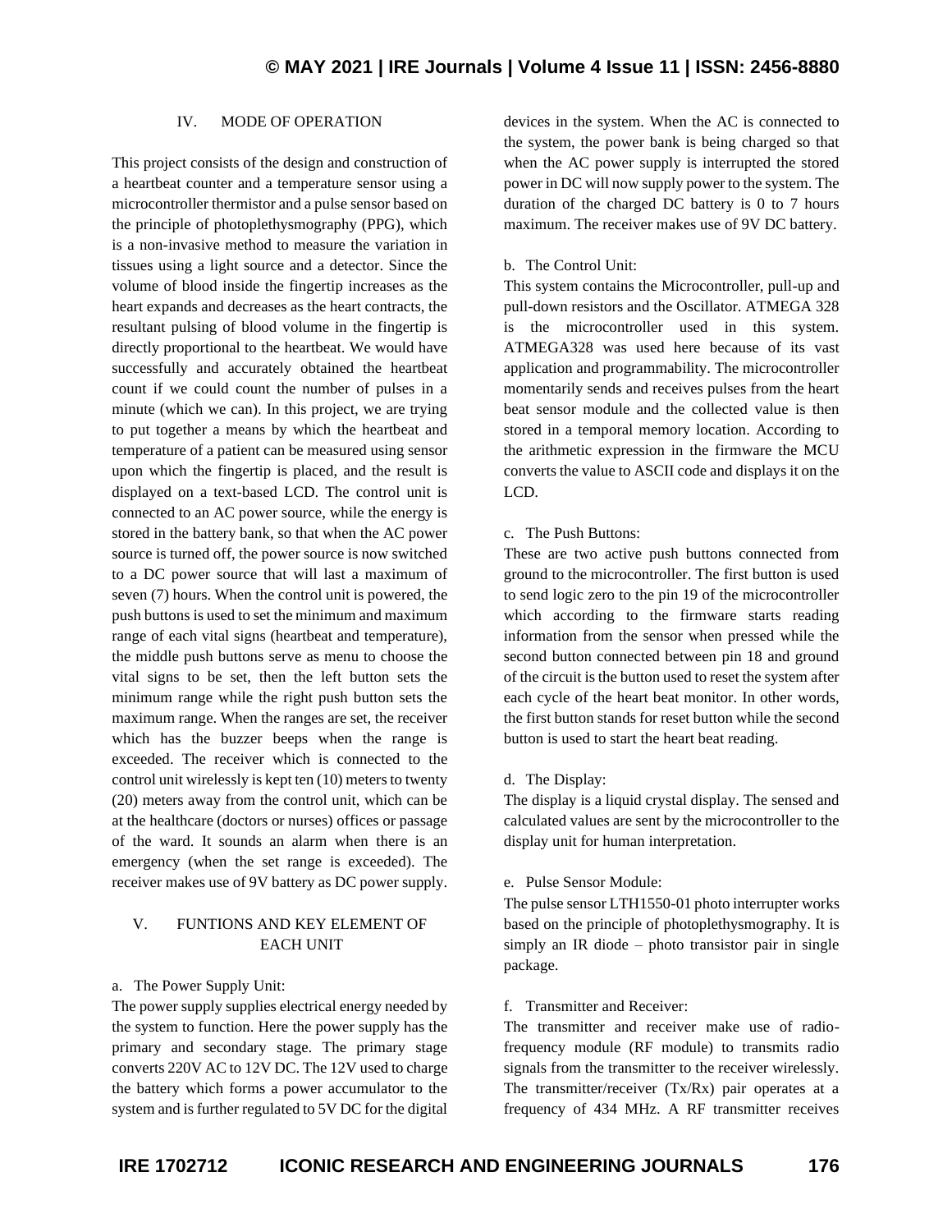## IV. MODE OF OPERATION

This project consists of the design and construction of a heartbeat counter and a temperature sensor using a microcontroller thermistor and a pulse sensor based on the principle of photoplethysmography (PPG), which is a non-invasive method to measure the variation in tissues using a light source and a detector. Since the volume of blood inside the fingertip increases as the heart expands and decreases as the heart contracts, the resultant pulsing of blood volume in the fingertip is directly proportional to the heartbeat. We would have successfully and accurately obtained the heartbeat count if we could count the number of pulses in a minute (which we can). In this project, we are trying to put together a means by which the heartbeat and temperature of a patient can be measured using sensor upon which the fingertip is placed, and the result is displayed on a text-based LCD. The control unit is connected to an AC power source, while the energy is stored in the battery bank, so that when the AC power source is turned off, the power source is now switched to a DC power source that will last a maximum of seven (7) hours. When the control unit is powered, the push buttons is used to set the minimum and maximum range of each vital signs (heartbeat and temperature), the middle push buttons serve as menu to choose the vital signs to be set, then the left button sets the minimum range while the right push button sets the maximum range. When the ranges are set, the receiver which has the buzzer beeps when the range is exceeded. The receiver which is connected to the control unit wirelessly is kept ten (10) meters to twenty (20) meters away from the control unit, which can be at the healthcare (doctors or nurses) offices or passage of the ward. It sounds an alarm when there is an emergency (when the set range is exceeded). The receiver makes use of 9V battery as DC power supply.

## V. FUNTIONS AND KEY ELEMENT OF EACH UNIT

### a. The Power Supply Unit:

The power supply supplies electrical energy needed by the system to function. Here the power supply has the primary and secondary stage. The primary stage converts 220V AC to 12V DC. The 12V used to charge the battery which forms a power accumulator to the system and is further regulated to 5V DC for the digital devices in the system. When the AC is connected to the system, the power bank is being charged so that when the AC power supply is interrupted the stored power in DC will now supply power to the system. The duration of the charged DC battery is 0 to 7 hours maximum. The receiver makes use of 9V DC battery.

### b. The Control Unit:

This system contains the Microcontroller, pull-up and pull-down resistors and the Oscillator. ATMEGA 328 is the microcontroller used in this system. ATMEGA328 was used here because of its vast application and programmability. The microcontroller momentarily sends and receives pulses from the heart beat sensor module and the collected value is then stored in a temporal memory location. According to the arithmetic expression in the firmware the MCU converts the value to ASCII code and displays it on the LCD.

### c. The Push Buttons:

These are two active push buttons connected from ground to the microcontroller. The first button is used to send logic zero to the pin 19 of the microcontroller which according to the firmware starts reading information from the sensor when pressed while the second button connected between pin 18 and ground of the circuit is the button used to reset the system after each cycle of the heart beat monitor. In other words, the first button stands for reset button while the second button is used to start the heart beat reading.

### d. The Display:

The display is a liquid crystal display. The sensed and calculated values are sent by the microcontroller to the display unit for human interpretation.

### e. Pulse Sensor Module:

The pulse sensor LTH1550-01 photo interrupter works based on the principle of photoplethysmography. It is simply an IR diode – photo transistor pair in single package.

### f. Transmitter and Receiver:

The transmitter and receiver make use of radio-frequency module (RF module) to transmits radio signals from the transmitter to the receiver wirelessly. The transmitter/receiver (Tx/Rx) pair operates at a frequency of 434 MHz. A RF transmitter receives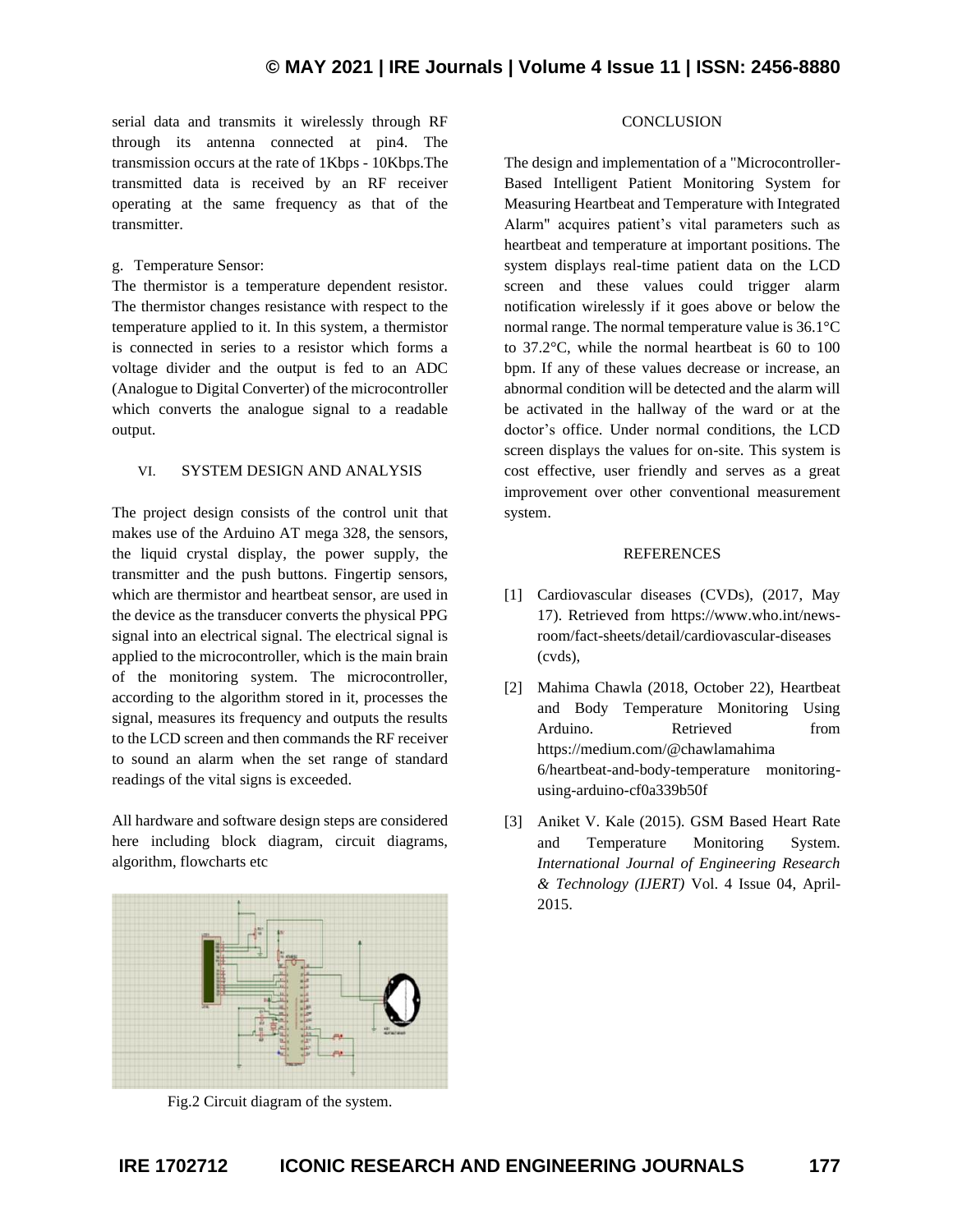serial data and transmits it wirelessly through RF through its antenna connected at pin4. The transmission occurs at the rate of 1Kbps - 10Kbps.The transmitted data is received by an RF receiver operating at the same frequency as that of the transmitter.

g. Temperature Sensor:
The thermistor is a temperature dependent resistor. The thermistor changes resistance with respect to the temperature applied to it. In this system, a thermistor is connected in series to a resistor which forms a voltage divider and the output is fed to an ADC (Analogue to Digital Converter) of the microcontroller which converts the analogue signal to a readable output.

## VI. SYSTEM DESIGN AND ANALYSIS

The project design consists of the control unit that makes use of the Arduino AT mega 328, the sensors, the liquid crystal display, the power supply, the transmitter and the push buttons. Fingertip sensors, which are thermistor and heartbeat sensor, are used in the device as the transducer converts the physical PPG signal into an electrical signal. The electrical signal is applied to the microcontroller, which is the main brain of the monitoring system. The microcontroller, according to the algorithm stored in it, processes the signal, measures its frequency and outputs the results to the LCD screen and then commands the RF receiver to sound an alarm when the set range of standard readings of the vital signs is exceeded.

All hardware and software design steps are considered here including block diagram, circuit diagrams, algorithm, flowcharts etc

Fig.2 Circuit diagram of the system.

## CONCLUSION

The design and implementation of a "Microcontroller-Based Intelligent Patient Monitoring System for Measuring Heartbeat and Temperature with Integrated Alarm" acquires patient's vital parameters such as heartbeat and temperature at important positions. The system displays real-time patient data on the LCD screen and these values could trigger alarm notification wirelessly if it goes above or below the normal range. The normal temperature value is 36.1°C to 37.2°C, while the normal heartbeat is 60 to 100 bpm. If any of these values decrease or increase, an abnormal condition will be detected and the alarm will be activated in the hallway of the ward or at the doctor's office. Under normal conditions, the LCD screen displays the values for on-site. This system is cost effective, user friendly and serves as a great improvement over other conventional measurement system.

## REFERENCES

[1] Cardiovascular diseases (CVDs), (2017, May 17). Retrieved from https://www.who.int/news-room/fact-sheets/detail/cardiovascular-diseases (cvds),

[2] Mahima Chawla (2018, October 22), Heartbeat and Body Temperature Monitoring Using Arduino. Retrieved from https://medium.com/@chawlamahima 6/heartbeat-and-body-temperature monitoring-using-arduino-cf0a339b50f

[3] Aniket V. Kale (2015). GSM Based Heart Rate and Temperature Monitoring System. *International Journal of Engineering Research & Technology (IJERT)* Vol. 4 Issue 04, April-2015.